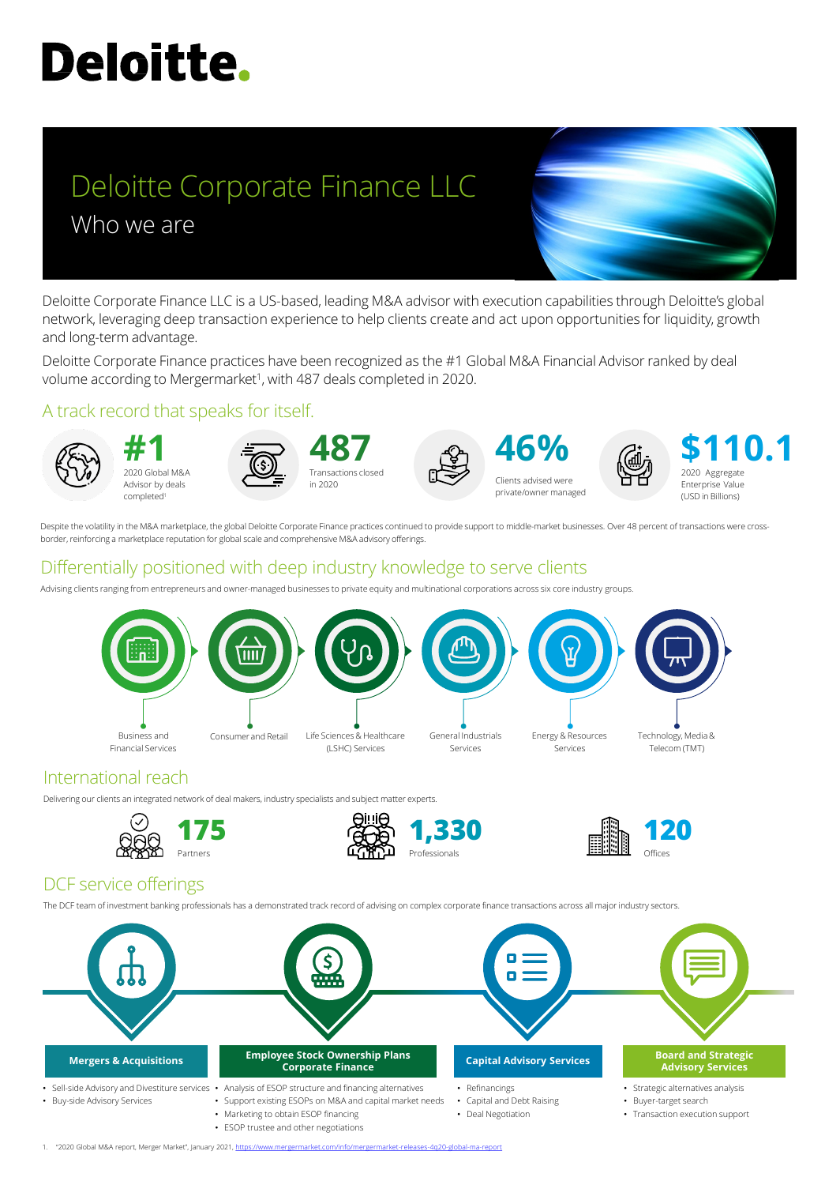# Deloitte.

# Deloitte Corporate Finance LLC

## Who we are

Deloitte Corporate Finance LLC is a US-based, leading M&A advisor with execution capabilities through Deloitte's global network, leveraging deep transaction experience to help clients create and act upon opportunities for liquidity, growth and long-term advantage.

Deloitte Corporate Finance practices have been recognized as the #1 Global M&A Financial Advisor ranked by deal volume according to Mergermarket[1], with 487 deals completed in 2020.

## A track record that speaks for itself.

**#1**
2020 Global M&A Advisor by deals completed[1]

**487**
Transactions closed in 2020

**46%**
Clients advised were private/owner managed

**$110.1**
2020 Aggregate Enterprise Value (USD in Billions)

Despite the volatility in the M&A marketplace, the global Deloitte Corporate Finance practices continued to provide support to middle-market businesses. Over 48 percent of transactions were cross-border, reinforcing a marketplace reputation for global scale and comprehensive M&A advisory offerings.

## Differentially positioned with deep industry knowledge to serve clients

Advising clients ranging from entrepreneurs and owner-managed businesses to private equity and multinational corporations across six core industry groups.

- Business and Financial Services
- Consumer and Retail
- Life Sciences & Healthcare (LSHC) Services
- General Industrials Services
- Energy & Resources Services
- Technology, Media & Telecom (TMT)

## International reach

Delivering our clients an integrated network of deal makers, industry specialists and subject matter experts.

**175**
Partners

**1,330**
Professionals

**120**
Offices

## DCF service offerings

The DCF team of investment banking professionals has a demonstrated track record of advising on complex corporate finance transactions across all major industry sectors.

**Mergers & Acquisitions**

- Sell-side Advisory and Divestiture services
- Buy-side Advisory Services

**Employee Stock Ownership Plans Corporate Finance**

- Analysis of ESOP structure and financing alternatives
- Support existing ESOPs on M&A and capital market needs
- Marketing to obtain ESOP financing
- ESOP trustee and other negotiations

**Capital Advisory Services**

- Refinancings
- Capital and Debt Raising
- Deal Negotiation

**Board and Strategic Advisory Services**

- Strategic alternatives analysis
- Buyer-target search
- Transaction execution support

1. "2020 Global M&A report, Merger Market", January 2021, https://www.mergermarket.com/info/mergermarket-releases-4q20-global-ma-report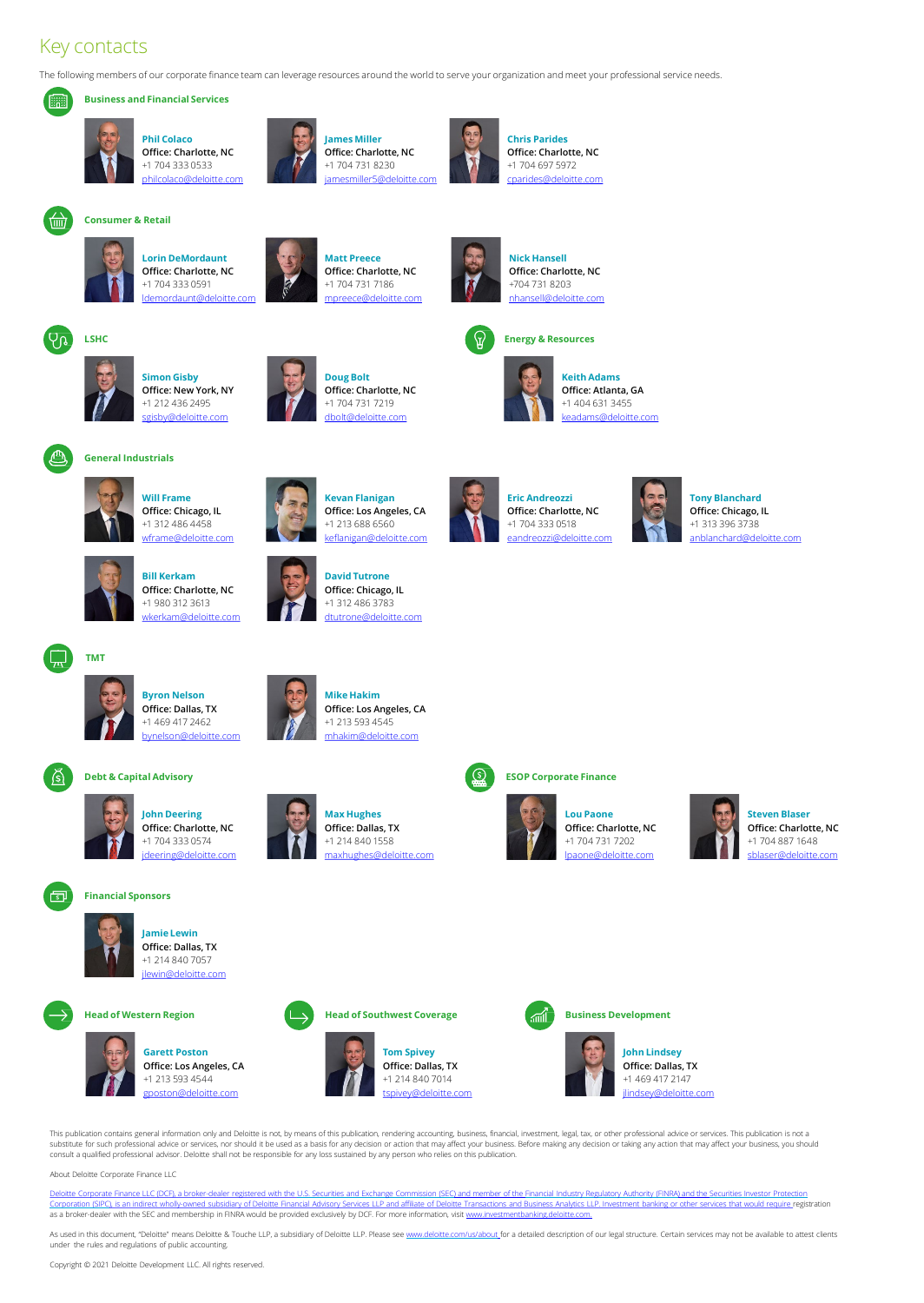# Key contacts

The following members of our corporate finance team can leverage resources around the world to serve your organization and meet your professional service needs.

## Business and Financial Services

**Phil Colaco**
Office: Charlotte, NC
+1 704 333 0533
philcolaco@deloitte.com

**James Miller**
Office: Charlotte, NC
+1 704 731 8230
jamesmiller5@deloitte.com

**Chris Parides**
Office: Charlotte, NC
+1 704 697 5972
cparides@deloitte.com

## Consumer & Retail

**Lorin DeMordaunt**
Office: Charlotte, NC
+1 704 333 0591
ldemordaunt@deloitte.com

**Matt Preece**
Office: Charlotte, NC
+1 704 731 7186
mpreece@deloitte.com

**Nick Hansell**
Office: Charlotte, NC
+704 731 8203
nhansell@deloitte.com

## LSHC

**Simon Gisby**
Office: New York, NY
+1 212 436 2495
sgisby@deloitte.com

**Doug Bolt**
Office: Charlotte, NC
+1 704 731 7219
dbolt@deloitte.com

## Energy & Resources

**Keith Adams**
Office: Atlanta, GA
+1 404 631 3455
keadams@deloitte.com

## General Industrials

**Will Frame**
Office: Chicago, IL
+1 312 486 4458
wframe@deloitte.com

**Kevan Flanigan**
Office: Los Angeles, CA
+1 213 688 6560
keflanigan@deloitte.com

**Eric Andreozzi**
Office: Charlotte, NC
+1 704 333 0518
eandreozzi@deloitte.com

**Tony Blanchard**
Office: Chicago, IL
+1 313 396 3738
anblanchard@deloitte.com

**Bill Kerkam**
Office: Charlotte, NC
+1 980 312 3613
wkerkam@deloitte.com

**David Tutrone**
Office: Chicago, IL
+1 312 486 3783
dtutrone@deloitte.com

## TMT

**Byron Nelson**
Office: Dallas, TX
+1 469 417 2462
bynelson@deloitte.com

**Mike Hakim**
Office: Los Angeles, CA
+1 213 593 4545
mhakim@deloitte.com

## Debt & Capital Advisory

**John Deering**
Office: Charlotte, NC
+1 704 333 0574
jdeering@deloitte.com

**Max Hughes**
Office: Dallas, TX
+1 214 840 1558
maxhughes@deloitte.com

## ESOP Corporate Finance

**Lou Paone**
Office: Charlotte, NC
+1 704 731 7202
lpaone@deloitte.com

**Steven Blaser**
Office: Charlotte, NC
+1 704 887 1648
sblaser@deloitte.com

## Financial Sponsors

**Jamie Lewin**
Office: Dallas, TX
+1 214 840 7057
jlewin@deloitte.com

## Head of Western Region

**Garett Poston**
Office: Los Angeles, CA
+1 213 593 4544
gposton@deloitte.com

## Head of Southwest Coverage

**Tom Spivey**
Office: Dallas, TX
+1 214 840 7014
tspivey@deloitte.com

## Business Development

**John Lindsey**
Office: Dallas, TX
+1 469 417 2147
jlindsey@deloitte.com

This publication contains general information only and Deloitte is not, by means of this publication, rendering accounting, business, financial, investment, legal, tax, or other professional advice or services. This publication is not a substitute for such professional advice or services, nor should it be used as a basis for any decision or action that may affect your business. Before making any decision or taking any action that may affect your business, you should consult a qualified professional advisor. Deloitte shall not be responsible for any loss sustained by any person who relies on this publication.

About Deloitte Corporate Finance LLC

Deloitte Corporate Finance LLC (DCF), a broker-dealer registered with the U.S. Securities and Exchange Commission (SEC) and member of the Financial Industry Regulatory Authority (FINRA) and the Securities Investor Protection Corporation (SIPC), is an indirect wholly-owned subsidiary of Deloitte Financial Advisory Services LLP and affiliate of Deloitte Transactions and Business Analytics LLP. Investment banking or other services that would require registration as a broker-dealer with the SEC and membership in FINRA would be provided exclusively by DCF. For more information, visit www.investmentbanking.deloitte.com.

As used in this document, "Deloitte" means Deloitte & Touche LLP, a subsidiary of Deloitte LLP. Please see www.deloitte.com/us/about for a detailed description of our legal structure. Certain services may not be available to attest clients under the rules and regulations of public accounting.

Copyright © 2021 Deloitte Development LLC. All rights reserved.